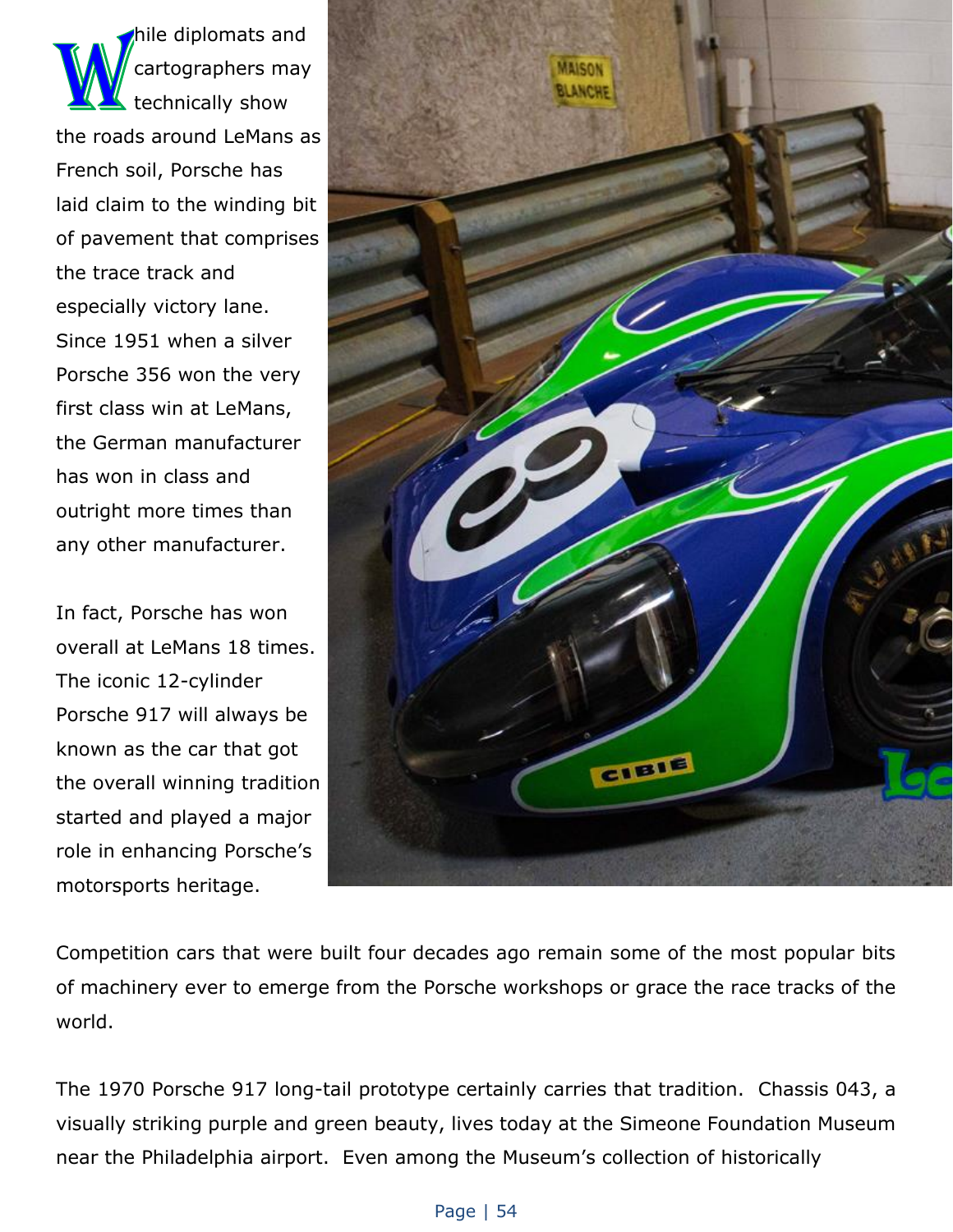While diplomats and cartographers may technically show the roads around LeMans as French soil, Porsche has laid claim to the winding bit of pavement that comprises the trace track and especially victory lane. Since 1951 when a silver Porsche 356 won the very first class win at LeMans, the German manufacturer has won in class and outright more times than any other manufacturer.

In fact, Porsche has won overall at LeMans 18 times. The iconic 12-cylinder Porsche 917 will always be known as the car that got the overall winning tradition started and played a major role in enhancing Porsche's motorsports heritage.

Competition cars that were built four decades ago remain some of the most popular bits of machinery ever to emerge from the Porsche workshops or grace the race tracks of the world.

The 1970 Porsche 917 long-tail prototype certainly carries that tradition. Chassis 043, a visually striking purple and green beauty, lives today at the Simeone Foundation Museum near the Philadelphia airport. Even among the Museum's collection of historically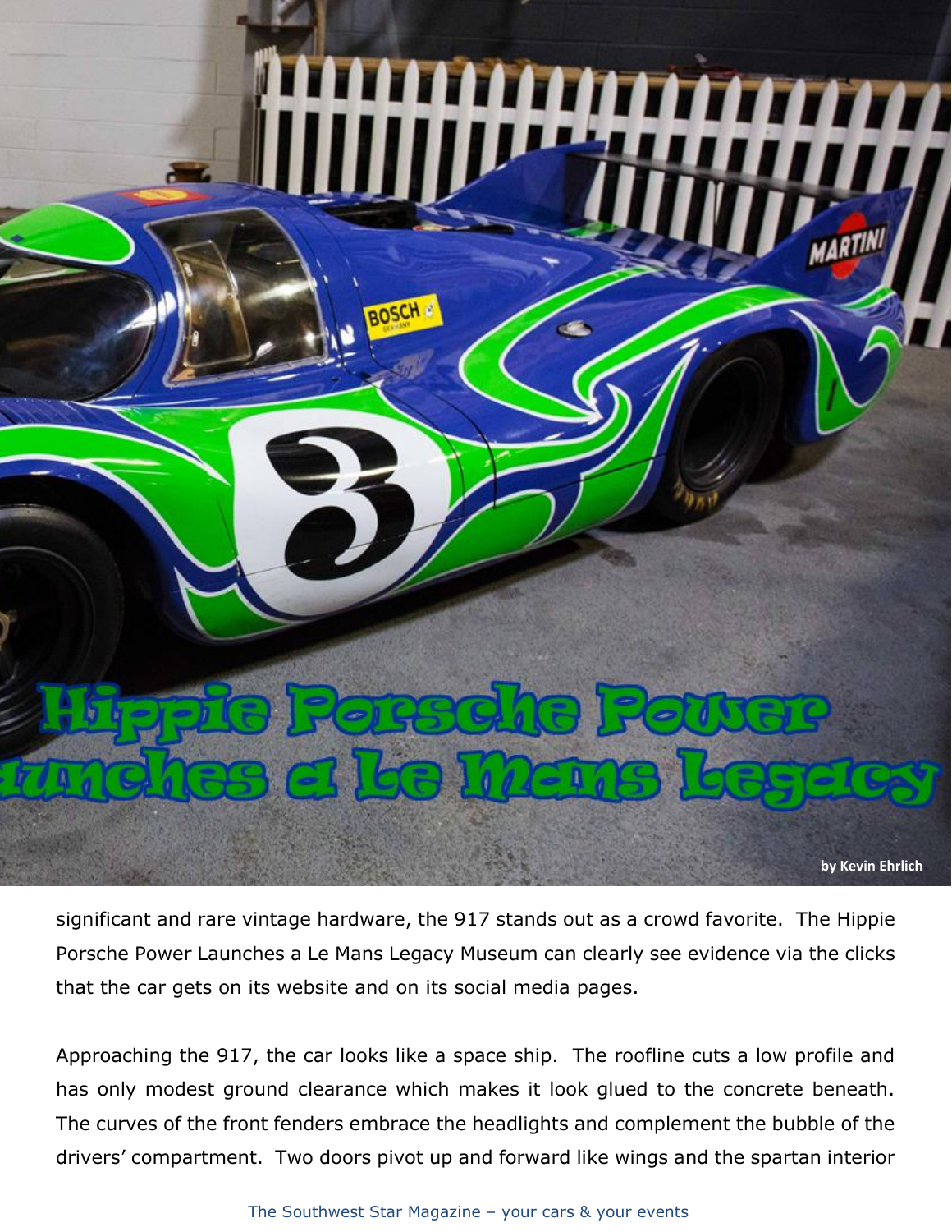# Hippie Porsche Power Launches a Le Mans Legacy

by Kevin Ehrlich

significant and rare vintage hardware, the 917 stands out as a crowd favorite. The Hippie Porsche Power Launches a Le Mans Legacy Museum can clearly see evidence via the clicks that the car gets on its website and on its social media pages.

Approaching the 917, the car looks like a space ship. The roofline cuts a low profile and has only modest ground clearance which makes it look glued to the concrete beneath. The curves of the front fenders embrace the headlights and complement the bubble of the drivers' compartment. Two doors pivot up and forward like wings and the spartan interior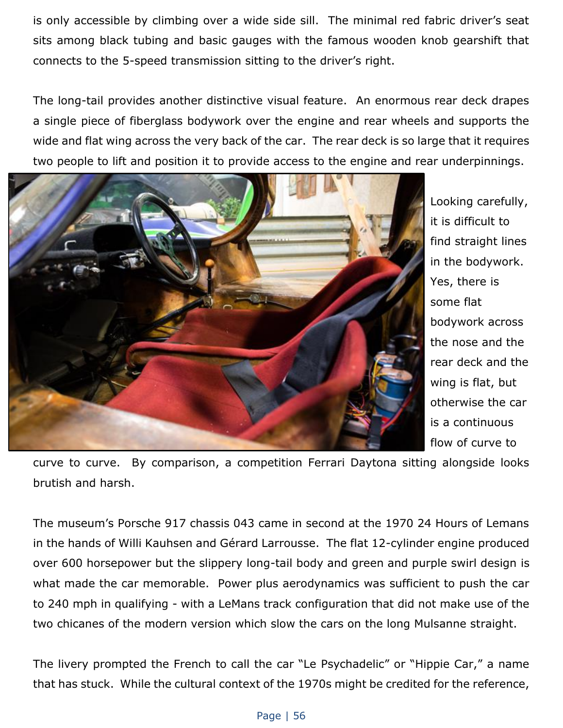is only accessible by climbing over a wide side sill. The minimal red fabric driver's seat sits among black tubing and basic gauges with the famous wooden knob gearshift that connects to the 5-speed transmission sitting to the driver's right.

The long-tail provides another distinctive visual feature. An enormous rear deck drapes a single piece of fiberglass bodywork over the engine and rear wheels and supports the wide and flat wing across the very back of the car. The rear deck is so large that it requires two people to lift and position it to provide access to the engine and rear underpinnings.

Looking carefully, it is difficult to find straight lines in the bodywork. Yes, there is some flat bodywork across the nose and the rear deck and the wing is flat, but otherwise the car is a continuous flow of curve to curve to curve. By comparison, a competition Ferrari Daytona sitting alongside looks brutish and harsh.

The museum's Porsche 917 chassis 043 came in second at the 1970 24 Hours of Lemans in the hands of Willi Kauhsen and Gérard Larrousse. The flat 12-cylinder engine produced over 600 horsepower but the slippery long-tail body and green and purple swirl design is what made the car memorable. Power plus aerodynamics was sufficient to push the car to 240 mph in qualifying - with a LeMans track configuration that did not make use of the two chicanes of the modern version which slow the cars on the long Mulsanne straight.

The livery prompted the French to call the car "Le Psychadelic" or "Hippie Car," a name that has stuck. While the cultural context of the 1970s might be credited for the reference,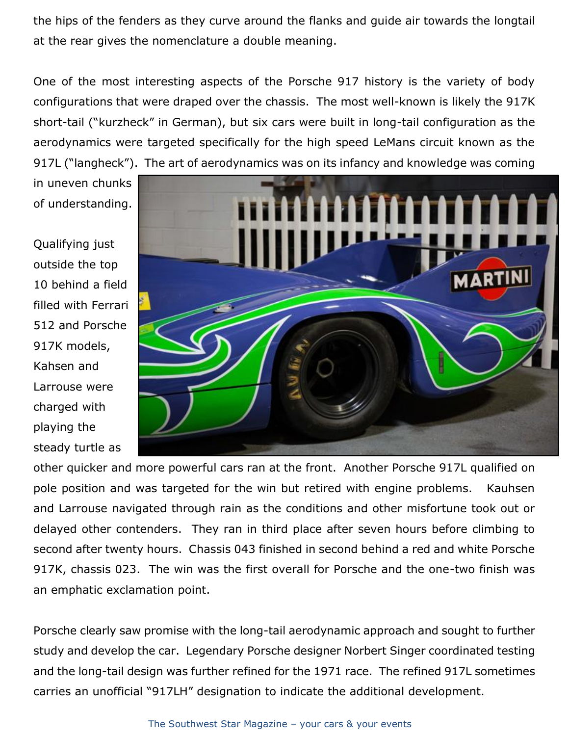the hips of the fenders as they curve around the flanks and guide air towards the longtail at the rear gives the nomenclature a double meaning.

One of the most interesting aspects of the Porsche 917 history is the variety of body configurations that were draped over the chassis. The most well-known is likely the 917K short-tail ("kurzheck" in German), but six cars were built in long-tail configuration as the aerodynamics were targeted specifically for the high speed LeMans circuit known as the 917L ("langheck"). The art of aerodynamics was on its infancy and knowledge was coming in uneven chunks of understanding.

Qualifying just outside the top 10 behind a field filled with Ferrari 512 and Porsche 917K models, Kahsen and Larrouse were charged with playing the steady turtle as other quicker and more powerful cars ran at the front. Another Porsche 917L qualified on pole position and was targeted for the win but retired with engine problems. Kauhsen and Larrouse navigated through rain as the conditions and other misfortune took out or delayed other contenders. They ran in third place after seven hours before climbing to second after twenty hours. Chassis 043 finished in second behind a red and white Porsche 917K, chassis 023. The win was the first overall for Porsche and the one-two finish was an emphatic exclamation point.

Porsche clearly saw promise with the long-tail aerodynamic approach and sought to further study and develop the car. Legendary Porsche designer Norbert Singer coordinated testing and the long-tail design was further refined for the 1971 race. The refined 917L sometimes carries an unofficial "917LH" designation to indicate the additional development.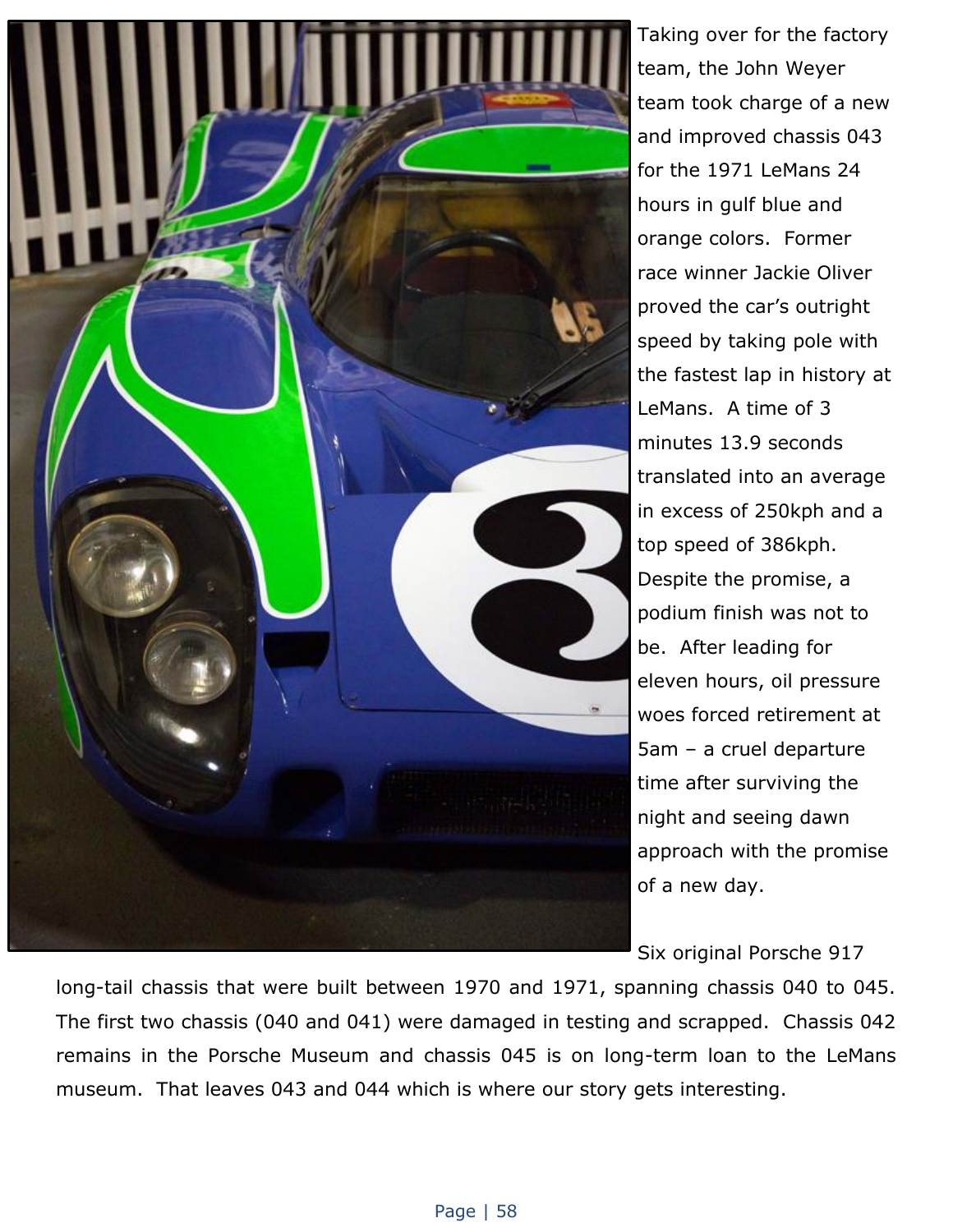Taking over for the factory team, the John Weyer team took charge of a new and improved chassis 043 for the 1971 LeMans 24 hours in gulf blue and orange colors. Former race winner Jackie Oliver proved the car's outright speed by taking pole with the fastest lap in history at LeMans. A time of 3 minutes 13.9 seconds translated into an average in excess of 250kph and a top speed of 386kph. Despite the promise, a podium finish was not to be. After leading for eleven hours, oil pressure woes forced retirement at 5am – a cruel departure time after surviving the night and seeing dawn approach with the promise of a new day.

Six original Porsche 917 long-tail chassis that were built between 1970 and 1971, spanning chassis 040 to 045. The first two chassis (040 and 041) were damaged in testing and scrapped. Chassis 042 remains in the Porsche Museum and chassis 045 is on long-term loan to the LeMans museum. That leaves 043 and 044 which is where our story gets interesting.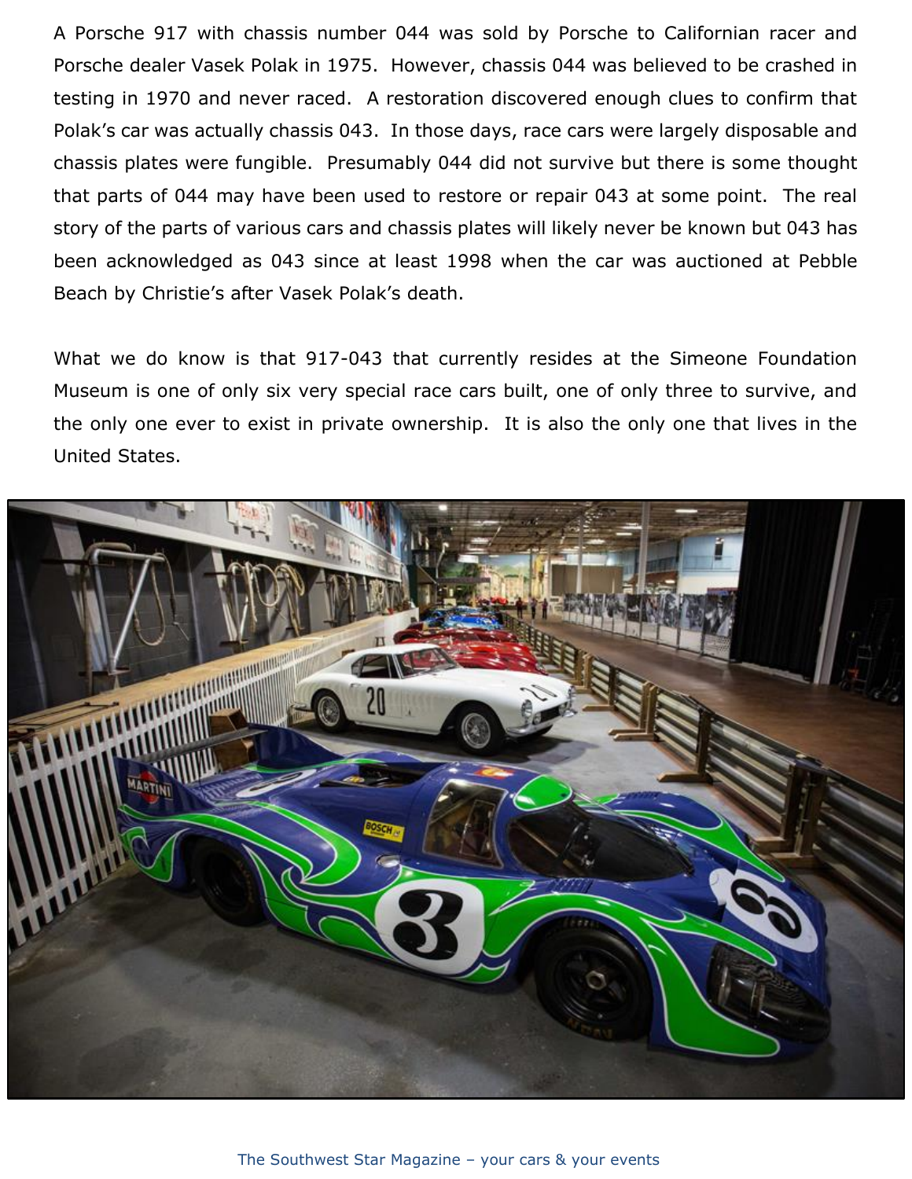A Porsche 917 with chassis number 044 was sold by Porsche to Californian racer and Porsche dealer Vasek Polak in 1975. However, chassis 044 was believed to be crashed in testing in 1970 and never raced. A restoration discovered enough clues to confirm that Polak's car was actually chassis 043. In those days, race cars were largely disposable and chassis plates were fungible. Presumably 044 did not survive but there is some thought that parts of 044 may have been used to restore or repair 043 at some point. The real story of the parts of various cars and chassis plates will likely never be known but 043 has been acknowledged as 043 since at least 1998 when the car was auctioned at Pebble Beach by Christie's after Vasek Polak's death.

What we do know is that 917-043 that currently resides at the Simeone Foundation Museum is one of only six very special race cars built, one of only three to survive, and the only one ever to exist in private ownership. It is also the only one that lives in the United States.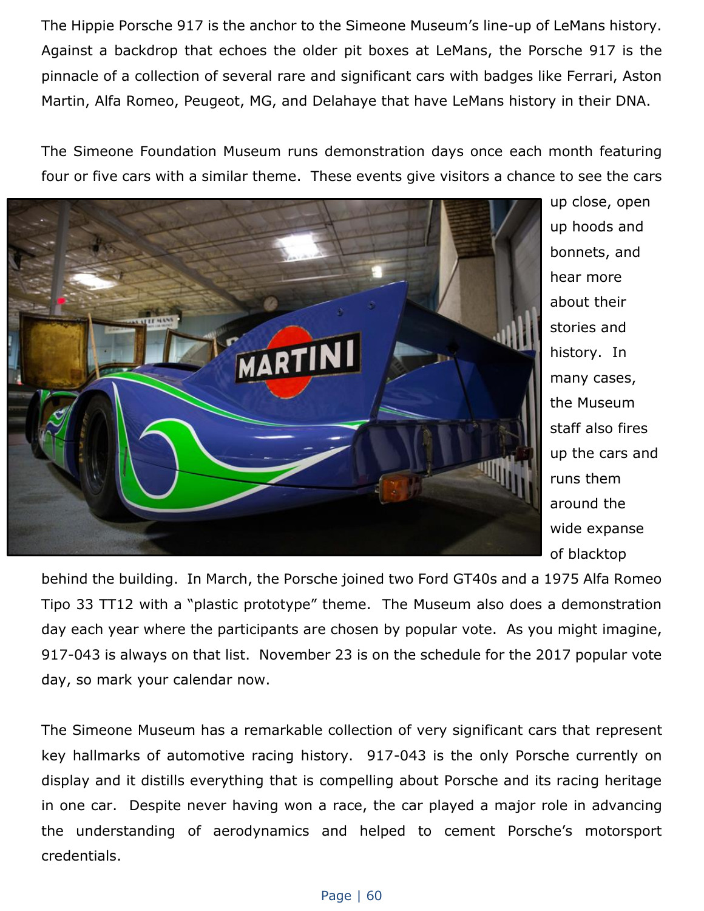The Hippie Porsche 917 is the anchor to the Simeone Museum's line-up of LeMans history. Against a backdrop that echoes the older pit boxes at LeMans, the Porsche 917 is the pinnacle of a collection of several rare and significant cars with badges like Ferrari, Aston Martin, Alfa Romeo, Peugeot, MG, and Delahaye that have LeMans history in their DNA.

The Simeone Foundation Museum runs demonstration days once each month featuring four or five cars with a similar theme. These events give visitors a chance to see the cars up close, open up hoods and bonnets, and hear more about their stories and history. In many cases, the Museum staff also fires up the cars and runs them around the wide expanse of blacktop behind the building. In March, the Porsche joined two Ford GT40s and a 1975 Alfa Romeo Tipo 33 TT12 with a "plastic prototype" theme. The Museum also does a demonstration day each year where the participants are chosen by popular vote. As you might imagine, 917-043 is always on that list. November 23 is on the schedule for the 2017 popular vote day, so mark your calendar now.

The Simeone Museum has a remarkable collection of very significant cars that represent key hallmarks of automotive racing history. 917-043 is the only Porsche currently on display and it distills everything that is compelling about Porsche and its racing heritage in one car. Despite never having won a race, the car played a major role in advancing the understanding of aerodynamics and helped to cement Porsche's motorsport credentials.